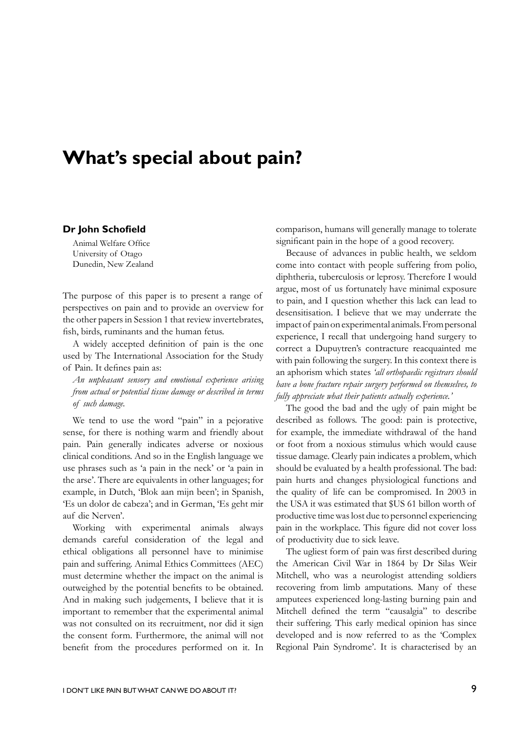# What's special about pain?

**Dr John Schofield**

Animal Welfare Office
University of Otago
Dunedin, New Zealand

The purpose of this paper is to present a range of perspectives on pain and to provide an overview for the other papers in Session 1 that review invertebrates, fish, birds, ruminants and the human fetus.

A widely accepted definition of pain is the one used by The International Association for the Study of Pain. It defines pain as:

*An unpleasant sensory and emotional experience arising from actual or potential tissue damage or described in terms of such damage.*

We tend to use the word "pain" in a pejorative sense, for there is nothing warm and friendly about pain. Pain generally indicates adverse or noxious clinical conditions. And so in the English language we use phrases such as 'a pain in the neck' or 'a pain in the arse'. There are equivalents in other languages; for example, in Dutch, 'Blok aan mijn been'; in Spanish, 'Es un dolor de cabeza'; and in German, 'Es geht mir auf die Nerven'.

Working with experimental animals always demands careful consideration of the legal and ethical obligations all personnel have to minimise pain and suffering. Animal Ethics Committees (AEC) must determine whether the impact on the animal is outweighed by the potential benefits to be obtained. And in making such judgements, I believe that it is important to remember that the experimental animal was not consulted on its recruitment, nor did it sign the consent form. Furthermore, the animal will not benefit from the procedures performed on it. In comparison, humans will generally manage to tolerate significant pain in the hope of a good recovery.

Because of advances in public health, we seldom come into contact with people suffering from polio, diphtheria, tuberculosis or leprosy. Therefore I would argue, most of us fortunately have minimal exposure to pain, and I question whether this lack can lead to desensitisation. I believe that we may underrate the impact of pain on experimental animals. From personal experience, I recall that undergoing hand surgery to correct a Dupuytren's contracture reacquainted me with pain following the surgery. In this context there is an aphorism which states *'all orthopaedic registrars should have a bone fracture repair surgery performed on themselves, to fully appreciate what their patients actually experience.'*

The good the bad and the ugly of pain might be described as follows. The good: pain is protective, for example, the immediate withdrawal of the hand or foot from a noxious stimulus which would cause tissue damage. Clearly pain indicates a problem, which should be evaluated by a health professional. The bad: pain hurts and changes physiological functions and the quality of life can be compromised. In 2003 in the USA it was estimated that $US 61 billon worth of productive time was lost due to personnel experiencing pain in the workplace. This figure did not cover loss of productivity due to sick leave.

The ugliest form of pain was first described during the American Civil War in 1864 by Dr Silas Weir Mitchell, who was a neurologist attending soldiers recovering from limb amputations. Many of these amputees experienced long-lasting burning pain and Mitchell defined the term "causalgia" to describe their suffering. This early medical opinion has since developed and is now referred to as the 'Complex Regional Pain Syndrome'. It is characterised by an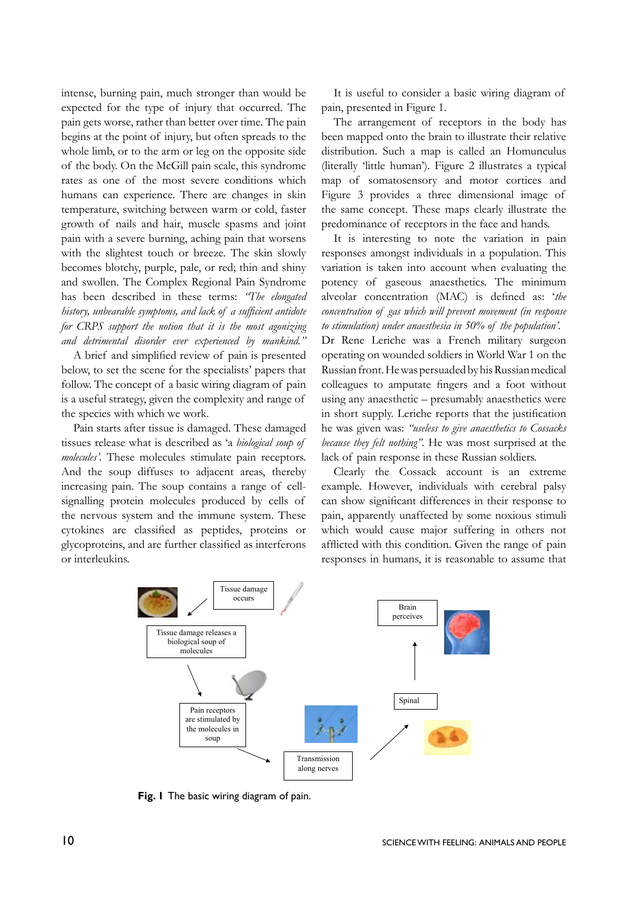intense, burning pain, much stronger than would be expected for the type of injury that occurred. The pain gets worse, rather than better over time. The pain begins at the point of injury, but often spreads to the whole limb, or to the arm or leg on the opposite side of the body. On the McGill pain scale, this syndrome rates as one of the most severe conditions which humans can experience. There are changes in skin temperature, switching between warm or cold, faster growth of nails and hair, muscle spasms and joint pain with a severe burning, aching pain that worsens with the slightest touch or breeze. The skin slowly becomes blotchy, purple, pale, or red; thin and shiny and swollen. The Complex Regional Pain Syndrome has been described in these terms: *"The elongated history, unbearable symptoms, and lack of a sufficient antidote for CRPS support the notion that it is the most agonizing and detrimental disorder ever experienced by mankind."*

A brief and simplified review of pain is presented below, to set the scene for the specialists' papers that follow. The concept of a basic wiring diagram of pain is a useful strategy, given the complexity and range of the species with which we work.

Pain starts after tissue is damaged. These damaged tissues release what is described as 'a *biological soup of molecules'*. These molecules stimulate pain receptors. And the soup diffuses to adjacent areas, thereby increasing pain. The soup contains a range of cell-signalling protein molecules produced by cells of the nervous system and the immune system. These cytokines are classified as peptides, proteins or glycoproteins, and are further classified as interferons or interleukins.

It is useful to consider a basic wiring diagram of pain, presented in Figure 1.

The arrangement of receptors in the body has been mapped onto the brain to illustrate their relative distribution. Such a map is called an Homunculus (literally 'little human'). Figure 2 illustrates a typical map of somatosensory and motor cortices and Figure 3 provides a three dimensional image of the same concept. These maps clearly illustrate the predominance of receptors in the face and hands.

It is interesting to note the variation in pain responses amongst individuals in a population. This variation is taken into account when evaluating the potency of gaseous anaesthetics. The minimum alveolar concentration (MAC) is defined as: '*the concentration of gas which will prevent movement (in response to stimulation) under anaesthesia in 50% of the population'.* Dr Rene Leriche was a French military surgeon operating on wounded soldiers in World War 1 on the Russian front. He was persuaded by his Russian medical colleagues to amputate fingers and a foot without using any anaesthetic – presumably anaesthetics were in short supply. Leriche reports that the justification he was given was: *"useless to give anaesthetics to Cossacks because they felt nothing".* He was most surprised at the lack of pain response in these Russian soldiers.

Clearly the Cossack account is an extreme example. However, individuals with cerebral palsy can show significant differences in their response to pain, apparently unaffected by some noxious stimuli which would cause major suffering in others not afflicted with this condition. Given the range of pain responses in humans, it is reasonable to assume that

Tissue damage occurs

Tissue damage releases a biological soup of molecules

Pain receptors are stimulated by the molecules in soup

Transmission along nerves

Spinal

Brain perceives

**Fig. 1** The basic wiring diagram of pain.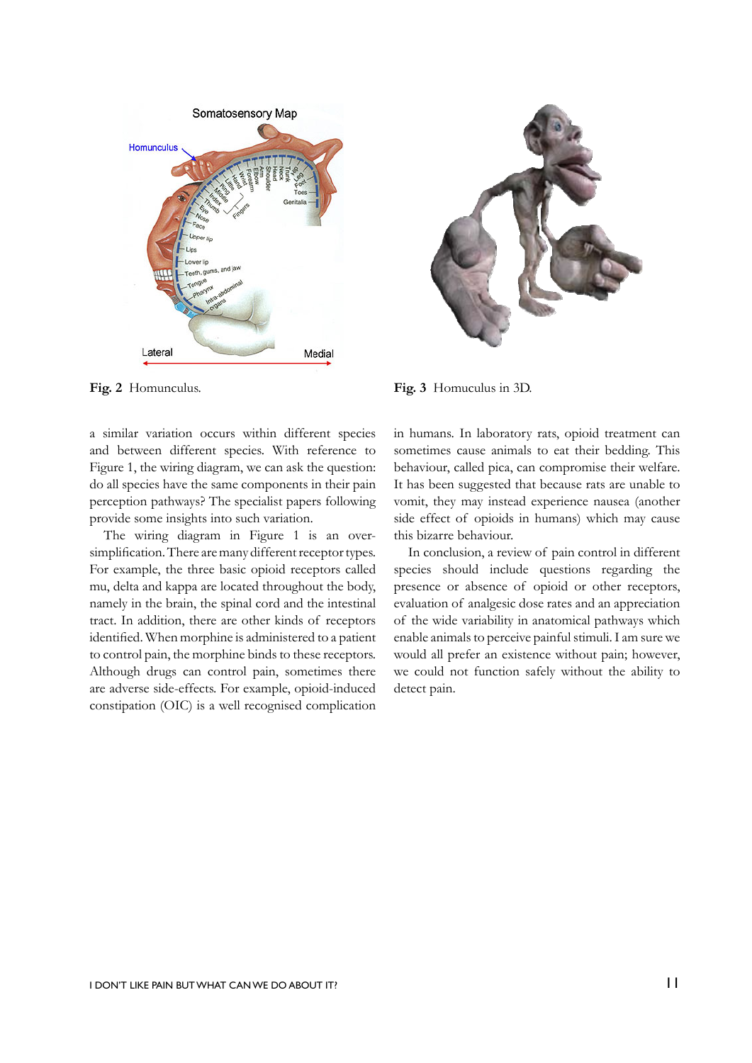Somatosensory Map

Homunculus

Lateral

Medial

Fig. 2 Homunculus.

Fig. 3 Homuculus in 3D.

a similar variation occurs within different species and between different species. With reference to Figure 1, the wiring diagram, we can ask the question: do all species have the same components in their pain perception pathways? The specialist papers following provide some insights into such variation.

The wiring diagram in Figure 1 is an over-simplification. There are many different receptor types. For example, the three basic opioid receptors called mu, delta and kappa are located throughout the body, namely in the brain, the spinal cord and the intestinal tract. In addition, there are other kinds of receptors identified. When morphine is administered to a patient to control pain, the morphine binds to these receptors. Although drugs can control pain, sometimes there are adverse side-effects. For example, opioid-induced constipation (OIC) is a well recognised complication in humans. In laboratory rats, opioid treatment can sometimes cause animals to eat their bedding. This behaviour, called pica, can compromise their welfare. It has been suggested that because rats are unable to vomit, they may instead experience nausea (another side effect of opioids in humans) which may cause this bizarre behaviour.

In conclusion, a review of pain control in different species should include questions regarding the presence or absence of opioid or other receptors, evaluation of analgesic dose rates and an appreciation of the wide variability in anatomical pathways which enable animals to perceive painful stimuli. I am sure we would all prefer an existence without pain; however, we could not function safely without the ability to detect pain.